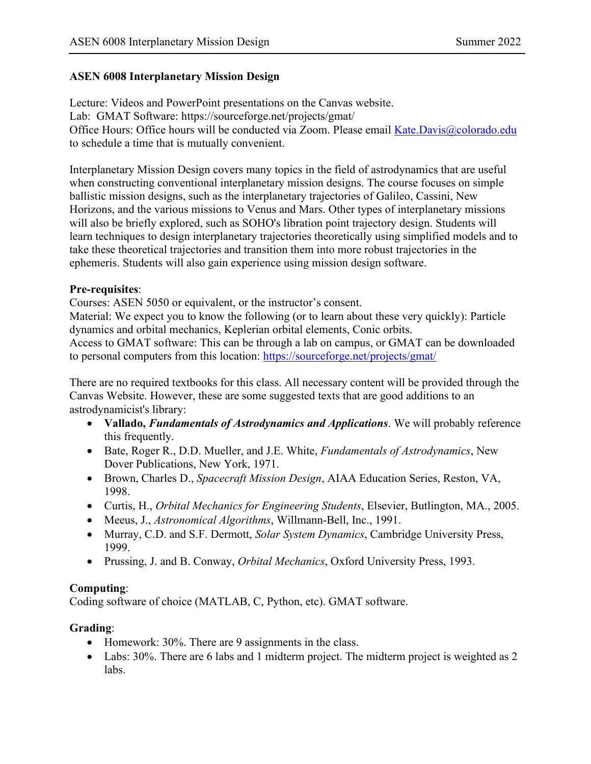# ASEN 6008 Interplanetary Mission Design

Lecture: Videos and PowerPoint presentations on the Canvas website.
Lab: GMAT Software: https://sourceforge.net/projects/gmat/
Office Hours: Office hours will be conducted via Zoom. Please email Kate.Davis@colorado.edu to schedule a time that is mutually convenient.

Interplanetary Mission Design covers many topics in the field of astrodynamics that are useful when constructing conventional interplanetary mission designs. The course focuses on simple ballistic mission designs, such as the interplanetary trajectories of Galileo, Cassini, New Horizons, and the various missions to Venus and Mars. Other types of interplanetary missions will also be briefly explored, such as SOHO's libration point trajectory design. Students will learn techniques to design interplanetary trajectories theoretically using simplified models and to take these theoretical trajectories and transition them into more robust trajectories in the ephemeris. Students will also gain experience using mission design software.

**Pre-requisites**:
Courses: ASEN 5050 or equivalent, or the instructor's consent.
Material: We expect you to know the following (or to learn about these very quickly): Particle dynamics and orbital mechanics, Keplerian orbital elements, Conic orbits.
Access to GMAT software: This can be through a lab on campus, or GMAT can be downloaded to personal computers from this location: https://sourceforge.net/projects/gmat/

There are no required textbooks for this class. All necessary content will be provided through the Canvas Website. However, these are some suggested texts that are good additions to an astrodynamicist's library:

- **Vallado, *Fundamentals of Astrodynamics and Applications***. We will probably reference this frequently.
- Bate, Roger R., D.D. Mueller, and J.E. White, *Fundamentals of Astrodynamics*, New Dover Publications, New York, 1971.
- Brown, Charles D., *Spacecraft Mission Design*, AIAA Education Series, Reston, VA, 1998.
- Curtis, H., *Orbital Mechanics for Engineering Students*, Elsevier, Butlington, MA., 2005.
- Meeus, J., *Astronomical Algorithms*, Willmann-Bell, Inc., 1991.
- Murray, C.D. and S.F. Dermott, *Solar System Dynamics*, Cambridge University Press, 1999.
- Prussing, J. and B. Conway, *Orbital Mechanics*, Oxford University Press, 1993.

**Computing**:
Coding software of choice (MATLAB, C, Python, etc). GMAT software.

**Grading**:

- Homework: 30%. There are 9 assignments in the class.
- Labs: 30%. There are 6 labs and 1 midterm project. The midterm project is weighted as 2 labs.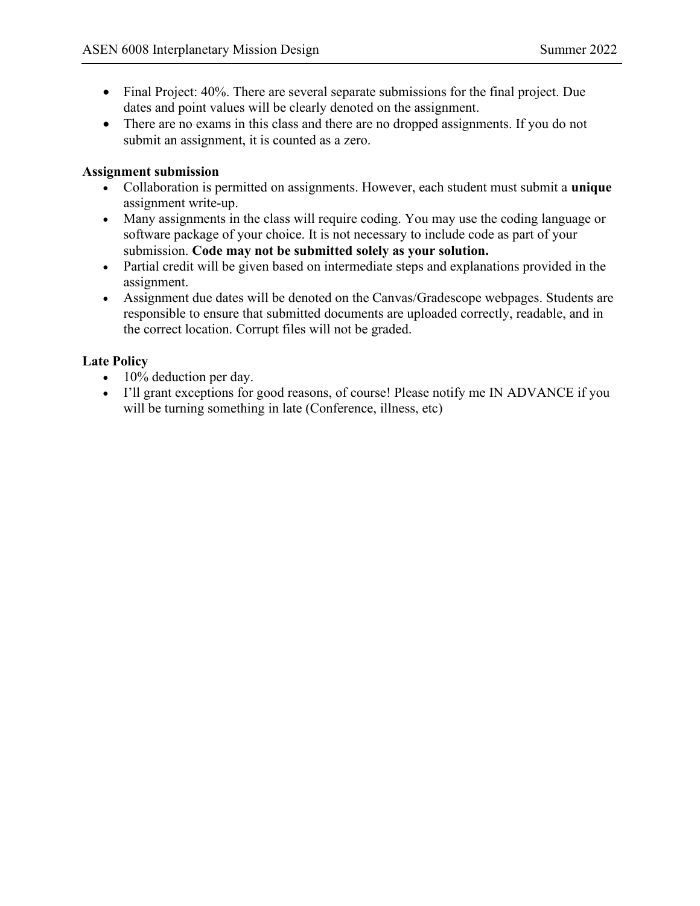- Final Project: 40%. There are several separate submissions for the final project. Due dates and point values will be clearly denoted on the assignment.
- There are no exams in this class and there are no dropped assignments. If you do not submit an assignment, it is counted as a zero.

**Assignment submission**

- Collaboration is permitted on assignments. However, each student must submit a **unique** assignment write-up.
- Many assignments in the class will require coding. You may use the coding language or software package of your choice. It is not necessary to include code as part of your submission. **Code may not be submitted solely as your solution.**
- Partial credit will be given based on intermediate steps and explanations provided in the assignment.
- Assignment due dates will be denoted on the Canvas/Gradescope webpages. Students are responsible to ensure that submitted documents are uploaded correctly, readable, and in the correct location. Corrupt files will not be graded.

**Late Policy**

- 10% deduction per day.
- I'll grant exceptions for good reasons, of course! Please notify me IN ADVANCE if you will be turning something in late (Conference, illness, etc)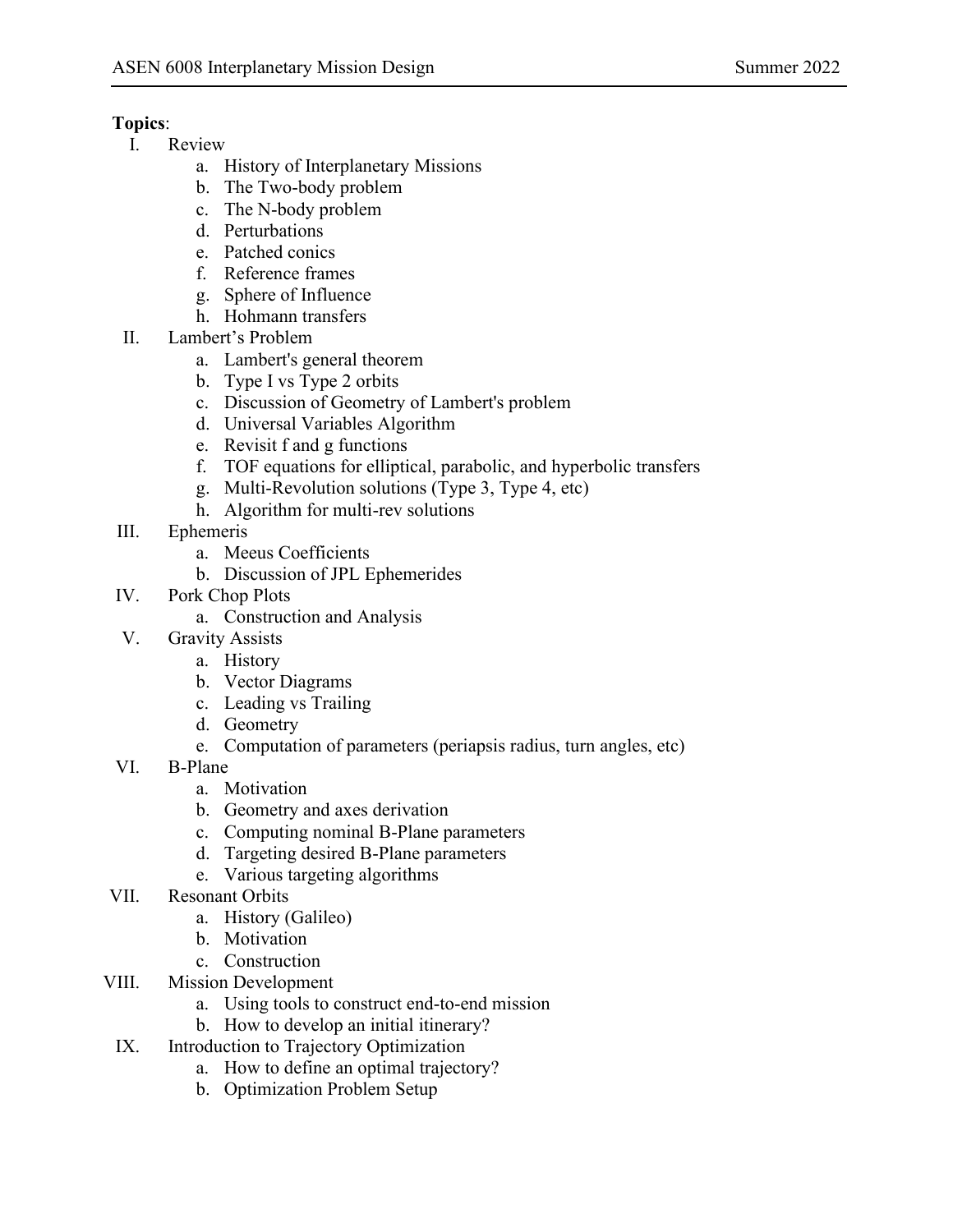**Topics**:

- I. Review
  - a. History of Interplanetary Missions
  - b. The Two-body problem
  - c. The N-body problem
  - d. Perturbations
  - e. Patched conics
  - f. Reference frames
  - g. Sphere of Influence
  - h. Hohmann transfers
- II. Lambert's Problem
  - a. Lambert's general theorem
  - b. Type I vs Type 2 orbits
  - c. Discussion of Geometry of Lambert's problem
  - d. Universal Variables Algorithm
  - e. Revisit f and g functions
  - f. TOF equations for elliptical, parabolic, and hyperbolic transfers
  - g. Multi-Revolution solutions (Type 3, Type 4, etc)
  - h. Algorithm for multi-rev solutions
- III. Ephemeris
  - a. Meeus Coefficients
  - b. Discussion of JPL Ephemerides
- IV. Pork Chop Plots
  - a. Construction and Analysis
- V. Gravity Assists
  - a. History
  - b. Vector Diagrams
  - c. Leading vs Trailing
  - d. Geometry
  - e. Computation of parameters (periapsis radius, turn angles, etc)
- VI. B-Plane
  - a. Motivation
  - b. Geometry and axes derivation
  - c. Computing nominal B-Plane parameters
  - d. Targeting desired B-Plane parameters
  - e. Various targeting algorithms
- VII. Resonant Orbits
  - a. History (Galileo)
  - b. Motivation
  - c. Construction
- VIII. Mission Development
  - a. Using tools to construct end-to-end mission
  - b. How to develop an initial itinerary?
- IX. Introduction to Trajectory Optimization
  - a. How to define an optimal trajectory?
  - b. Optimization Problem Setup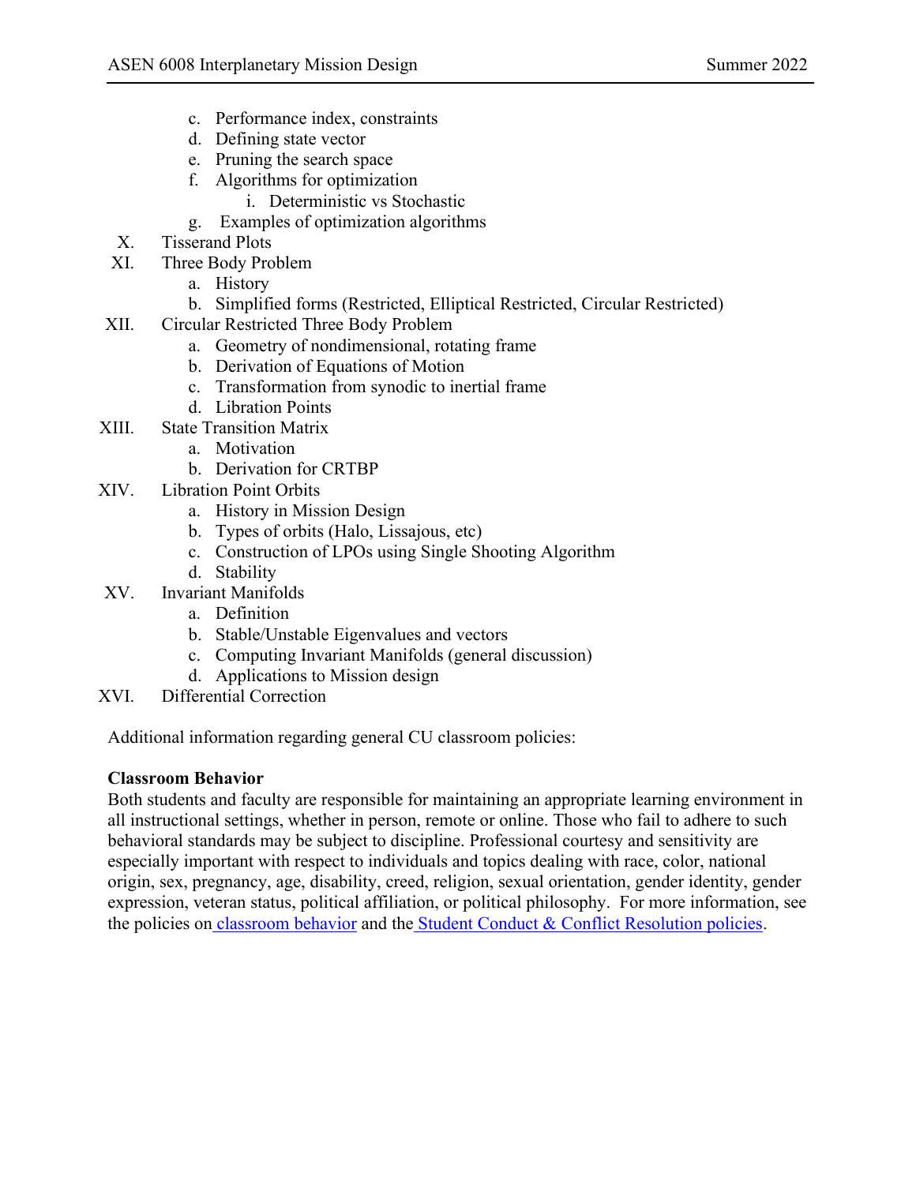c. Performance index, constraints
   d. Defining state vector
   e. Pruning the search space
   f. Algorithms for optimization
      i. Deterministic vs Stochastic
   g. Examples of optimization algorithms

X. Tisserand Plots

XI. Three Body Problem
   a. History
   b. Simplified forms (Restricted, Elliptical Restricted, Circular Restricted)

XII. Circular Restricted Three Body Problem
   a. Geometry of nondimensional, rotating frame
   b. Derivation of Equations of Motion
   c. Transformation from synodic to inertial frame
   d. Libration Points

XIII. State Transition Matrix
   a. Motivation
   b. Derivation for CRTBP

XIV. Libration Point Orbits
   a. History in Mission Design
   b. Types of orbits (Halo, Lissajous, etc)
   c. Construction of LPOs using Single Shooting Algorithm
   d. Stability

XV. Invariant Manifolds
   a. Definition
   b. Stable/Unstable Eigenvalues and vectors
   c. Computing Invariant Manifolds (general discussion)
   d. Applications to Mission design

XVI. Differential Correction

Additional information regarding general CU classroom policies:

**Classroom Behavior**

Both students and faculty are responsible for maintaining an appropriate learning environment in all instructional settings, whether in person, remote or online. Those who fail to adhere to such behavioral standards may be subject to discipline. Professional courtesy and sensitivity are especially important with respect to individuals and topics dealing with race, color, national origin, sex, pregnancy, age, disability, creed, religion, sexual orientation, gender identity, gender expression, veteran status, political affiliation, or political philosophy. For more information, see the policies on classroom behavior and the Student Conduct & Conflict Resolution policies.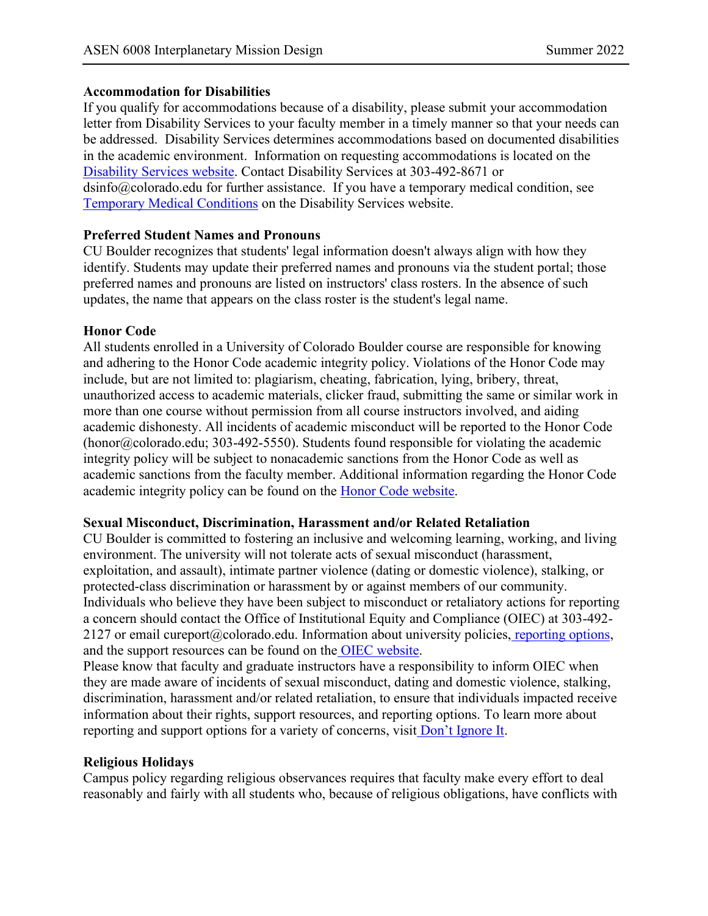**Accommodation for Disabilities**

If you qualify for accommodations because of a disability, please submit your accommodation letter from Disability Services to your faculty member in a timely manner so that your needs can be addressed. Disability Services determines accommodations based on documented disabilities in the academic environment. Information on requesting accommodations is located on the Disability Services website. Contact Disability Services at 303-492-8671 or dsinfo@colorado.edu for further assistance. If you have a temporary medical condition, see Temporary Medical Conditions on the Disability Services website.

**Preferred Student Names and Pronouns**

CU Boulder recognizes that students' legal information doesn't always align with how they identify. Students may update their preferred names and pronouns via the student portal; those preferred names and pronouns are listed on instructors' class rosters. In the absence of such updates, the name that appears on the class roster is the student's legal name.

**Honor Code**

All students enrolled in a University of Colorado Boulder course are responsible for knowing and adhering to the Honor Code academic integrity policy. Violations of the Honor Code may include, but are not limited to: plagiarism, cheating, fabrication, lying, bribery, threat, unauthorized access to academic materials, clicker fraud, submitting the same or similar work in more than one course without permission from all course instructors involved, and aiding academic dishonesty. All incidents of academic misconduct will be reported to the Honor Code (honor@colorado.edu; 303-492-5550). Students found responsible for violating the academic integrity policy will be subject to nonacademic sanctions from the Honor Code as well as academic sanctions from the faculty member. Additional information regarding the Honor Code academic integrity policy can be found on the Honor Code website.

**Sexual Misconduct, Discrimination, Harassment and/or Related Retaliation**

CU Boulder is committed to fostering an inclusive and welcoming learning, working, and living environment. The university will not tolerate acts of sexual misconduct (harassment, exploitation, and assault), intimate partner violence (dating or domestic violence), stalking, or protected-class discrimination or harassment by or against members of our community. Individuals who believe they have been subject to misconduct or retaliatory actions for reporting a concern should contact the Office of Institutional Equity and Compliance (OIEC) at 303-492-2127 or email cureport@colorado.edu. Information about university policies, reporting options, and the support resources can be found on the OIEC website.

Please know that faculty and graduate instructors have a responsibility to inform OIEC when they are made aware of incidents of sexual misconduct, dating and domestic violence, stalking, discrimination, harassment and/or related retaliation, to ensure that individuals impacted receive information about their rights, support resources, and reporting options. To learn more about reporting and support options for a variety of concerns, visit Don't Ignore It.

**Religious Holidays**

Campus policy regarding religious observances requires that faculty make every effort to deal reasonably and fairly with all students who, because of religious obligations, have conflicts with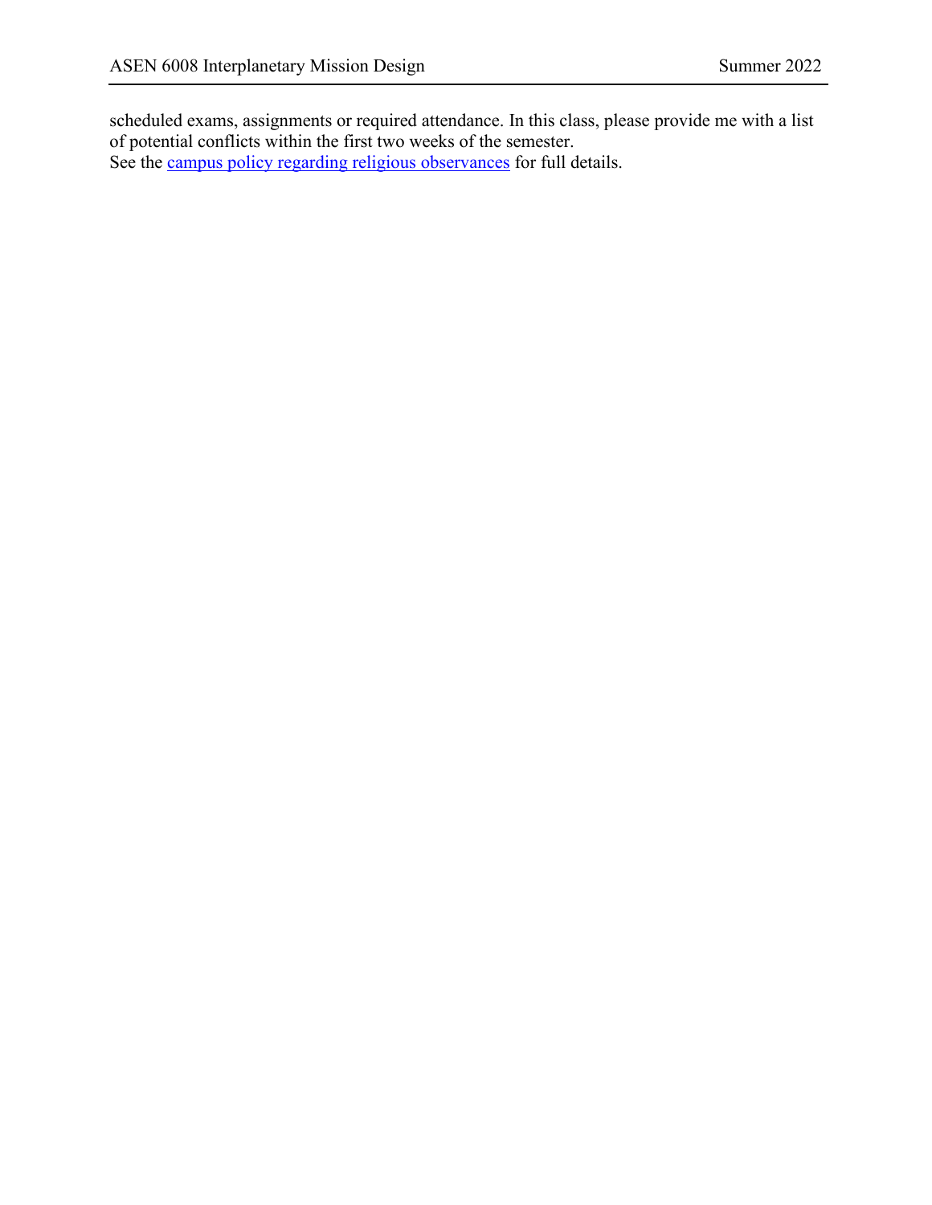scheduled exams, assignments or required attendance. In this class, please provide me with a list of potential conflicts within the first two weeks of the semester.
See the campus policy regarding religious observances for full details.